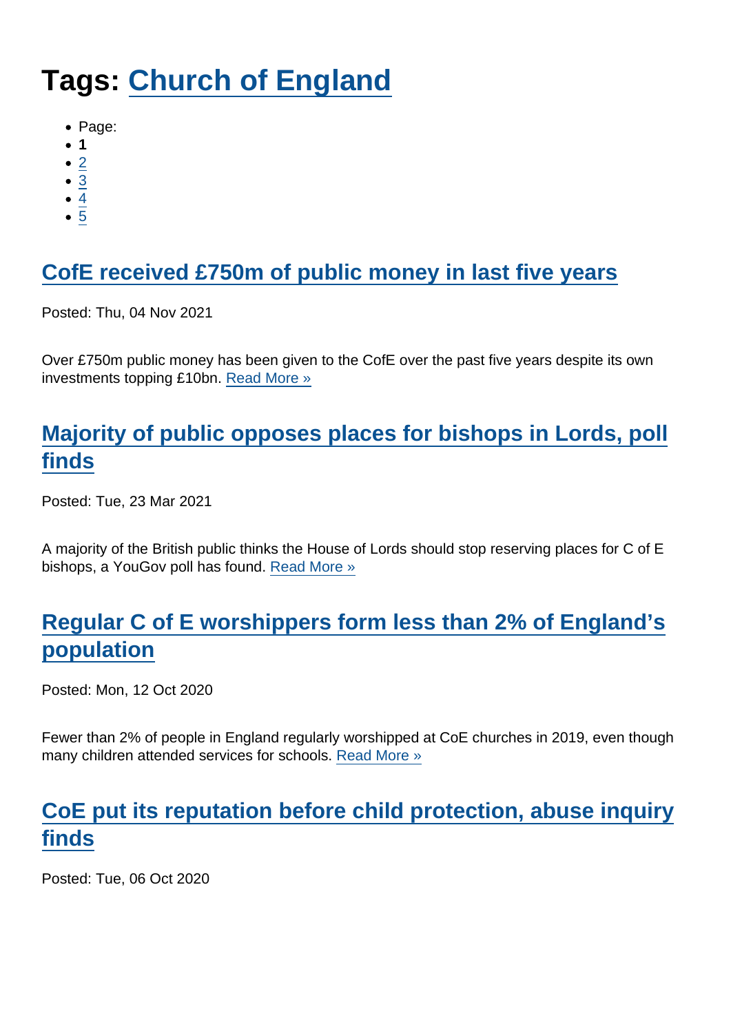# Tags: Church of England

- Page:
- **1**
- 2
- 3
- 4
- 5

## CofE received £750m of public money in last five years

Posted: Thu, 04 Nov 2021

Over £750m public money has been given to the CofE over the past five years despite its own investments topping £10bn. Read More »

## Majority of public opposes places for bishops in Lords, poll finds

Posted: Tue, 23 Mar 2021

A majority of the British public thinks the House of Lords should stop reserving places for C of E bishops, a YouGov poll has found. Read More »

## Regular C of E worshippers form less than 2% of England's population

Posted: Mon, 12 Oct 2020

Fewer than 2% of people in England regularly worshipped at CoE churches in 2019, even though many children attended services for schools. Read More »

## CoE put its reputation before child protection, abuse inquiry finds

Posted: Tue, 06 Oct 2020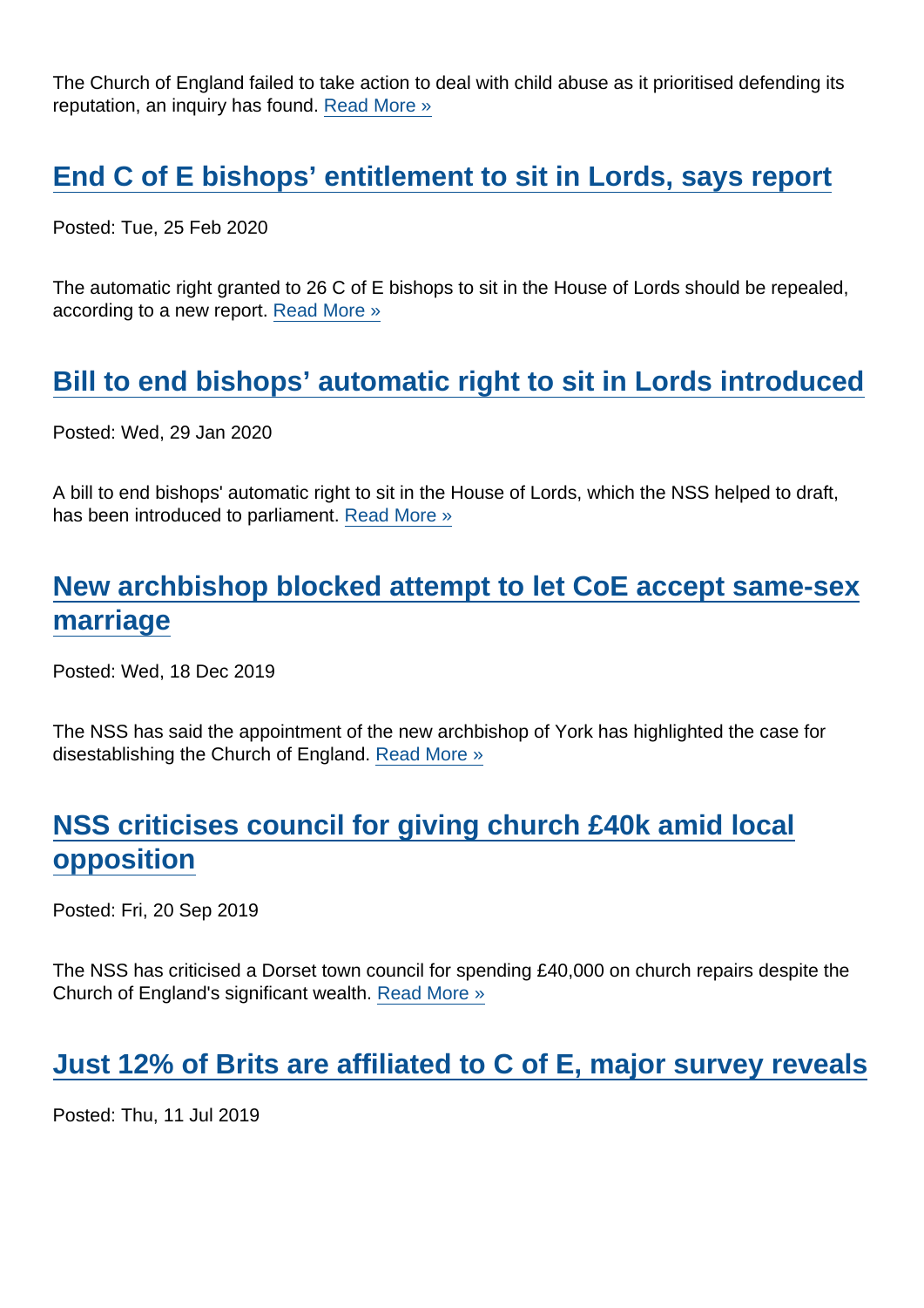The Church of England failed to take action to deal with child abuse as it prioritised defending its reputation, an inquiry has found. Read More »

## End C of E bishops' entitlement to sit in Lords, says report

Posted: Tue, 25 Feb 2020

The automatic right granted to 26 C of E bishops to sit in the House of Lords should be repealed, according to a new report. Read More »

## Bill to end bishops' automatic right to sit in Lords introduced

Posted: Wed, 29 Jan 2020

A bill to end bishops' automatic right to sit in the House of Lords, which the NSS helped to draft, has been introduced to parliament. Read More »

## New archbishop blocked attempt to let CoE accept same-sex marriage

Posted: Wed, 18 Dec 2019

The NSS has said the appointment of the new archbishop of York has highlighted the case for disestablishing the Church of England. Read More »

## NSS criticises council for giving church £40k amid local opposition

Posted: Fri, 20 Sep 2019

The NSS has criticised a Dorset town council for spending £40,000 on church repairs despite the Church of England's significant wealth. Read More »

## Just 12% of Brits are affiliated to C of E, major survey reveals

Posted: Thu, 11 Jul 2019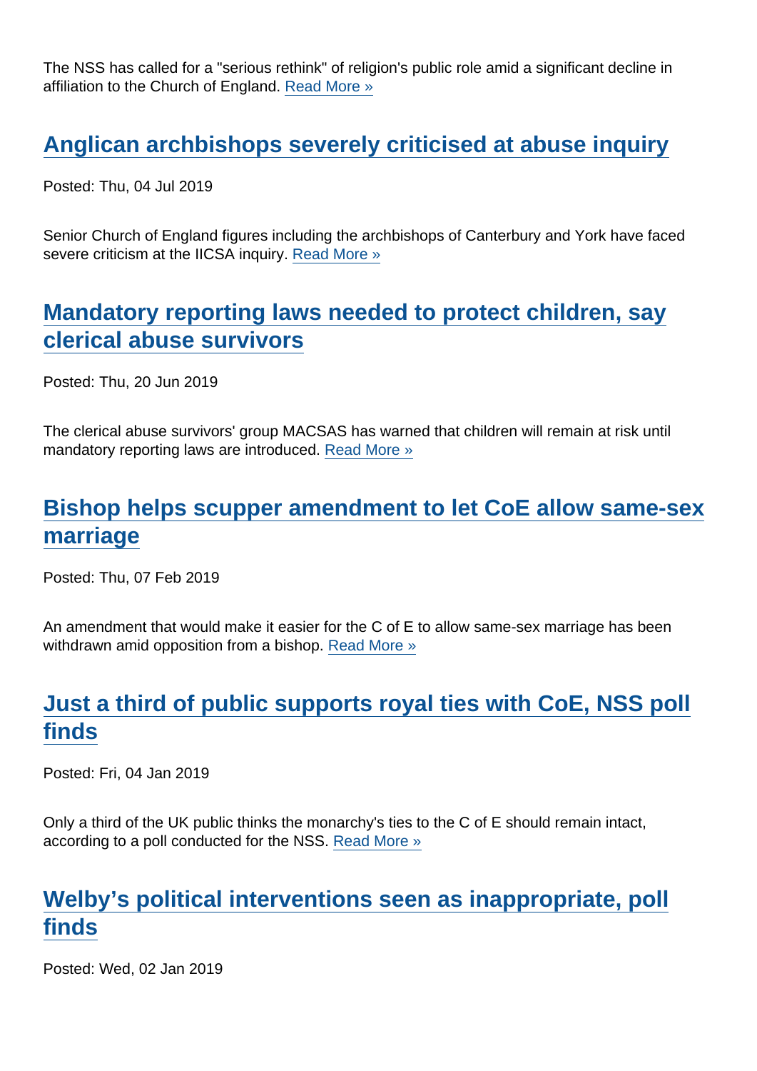The NSS has called for a "serious rethink" of religion's public role amid a significant decline in affiliation to the Church of England. Read More »

## Anglican archbishops severely criticised at abuse inquiry

Posted: Thu, 04 Jul 2019

Senior Church of England figures including the archbishops of Canterbury and York have faced severe criticism at the IICSA inquiry. Read More »

## Mandatory reporting laws needed to protect children, say clerical abuse survivors

Posted: Thu, 20 Jun 2019

The clerical abuse survivors' group MACSAS has warned that children will remain at risk until mandatory reporting laws are introduced. Read More »

## Bishop helps scupper amendment to let CoE allow same-sex marriage

Posted: Thu, 07 Feb 2019

An amendment that would make it easier for the C of E to allow same-sex marriage has been withdrawn amid opposition from a bishop. Read More »

## Just a third of public supports royal ties with CoE, NSS poll finds

Posted: Fri, 04 Jan 2019

Only a third of the UK public thinks the monarchy's ties to the C of E should remain intact, according to a poll conducted for the NSS. Read More »

## Welby's political interventions seen as inappropriate, poll finds

Posted: Wed, 02 Jan 2019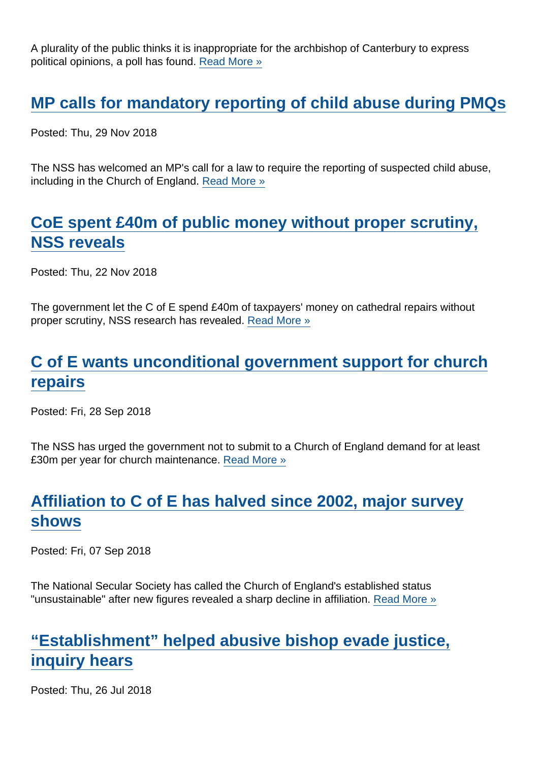A plurality of the public thinks it is inappropriate for the archbishop of Canterbury to express political opinions, a poll has found. Read More »

## MP calls for mandatory reporting of child abuse during PMQs

Posted: Thu, 29 Nov 2018

The NSS has welcomed an MP's call for a law to require the reporting of suspected child abuse, including in the Church of England. Read More »

## CoE spent £40m of public money without proper scrutiny, NSS reveals

Posted: Thu, 22 Nov 2018

The government let the C of E spend £40m of taxpayers' money on cathedral repairs without proper scrutiny, NSS research has revealed. Read More »

## C of E wants unconditional government support for church repairs

Posted: Fri, 28 Sep 2018

The NSS has urged the government not to submit to a Church of England demand for at least £30m per year for church maintenance. Read More »

## Affiliation to C of E has halved since 2002, major survey shows

Posted: Fri, 07 Sep 2018

The National Secular Society has called the Church of England's established status "unsustainable" after new figures revealed a sharp decline in affiliation. Read More »

## "Establishment" helped abusive bishop evade justice, inquiry hears

Posted: Thu, 26 Jul 2018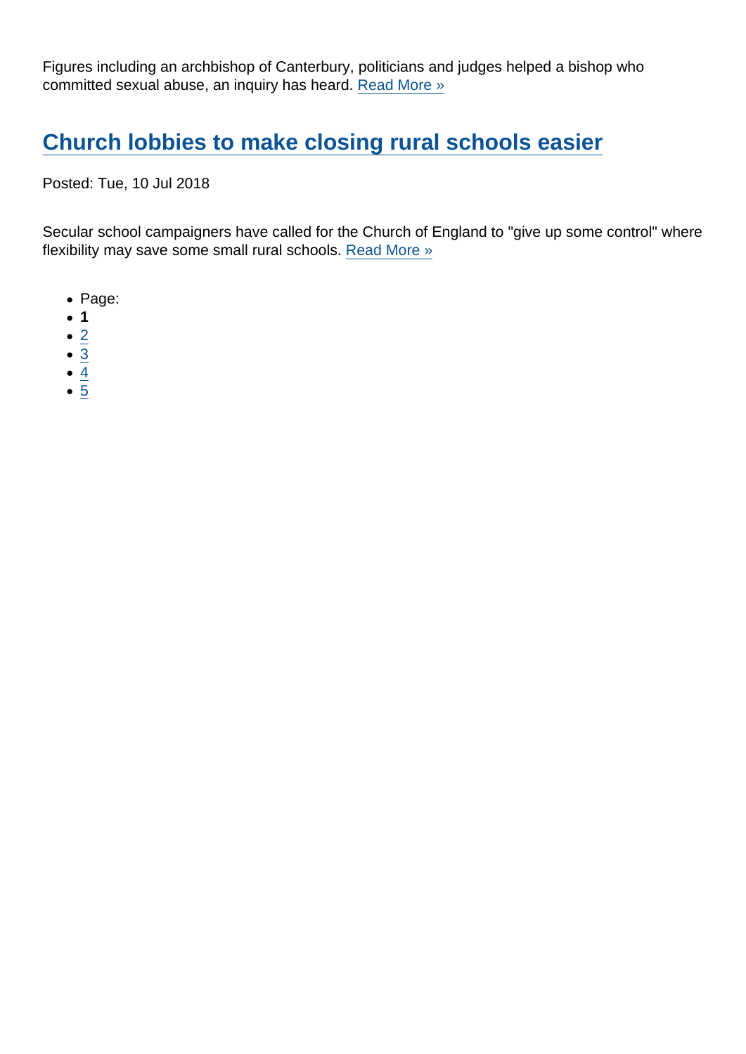Figures including an archbishop of Canterbury, politicians and judges helped a bishop who committed sexual abuse, an inquiry has heard. Read More »

## Church lobbies to make closing rural schools easier

Posted: Tue, 10 Jul 2018

Secular school campaigners have called for the Church of England to "give up some control" where flexibility may save some small rural schools. Read More »

- Page:
- **1**
- 2
- 3
- 4
- 5